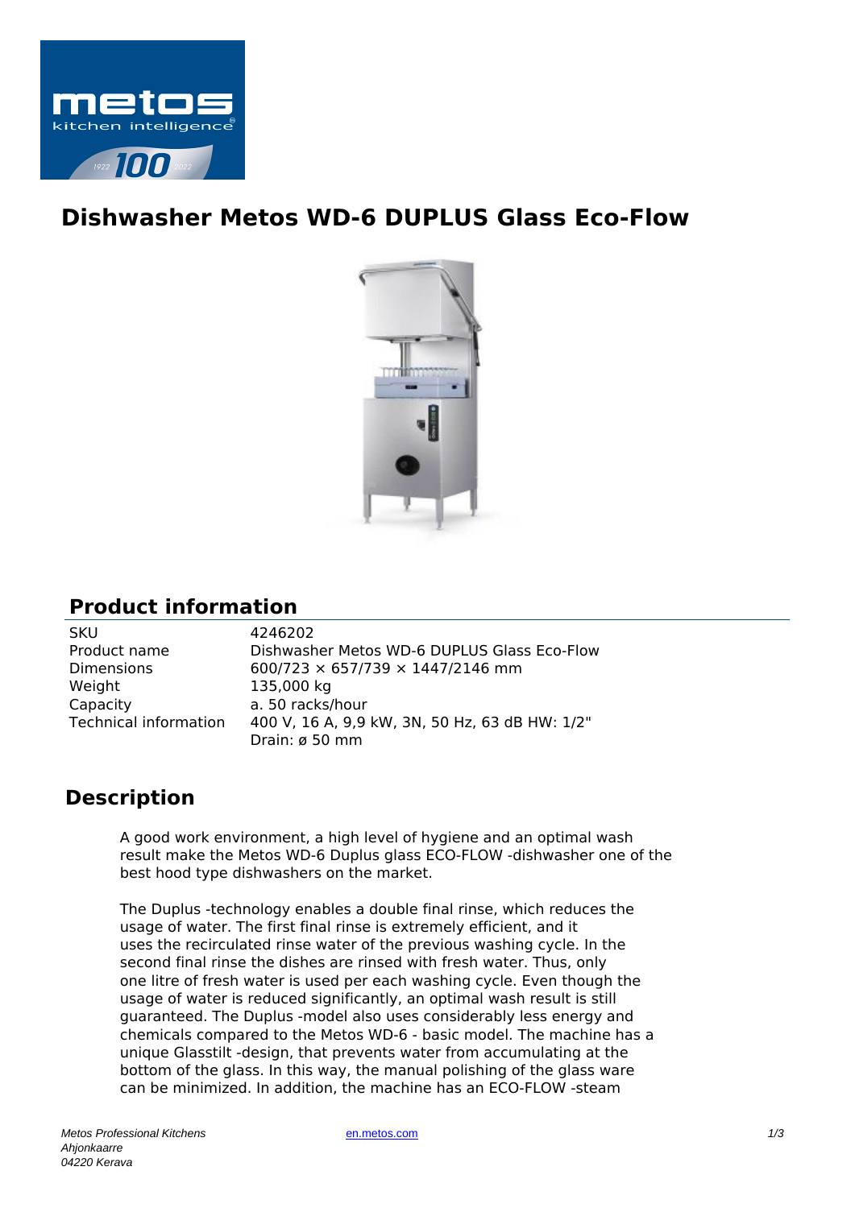# Dishwasher Metos WD-6 DUPLUS Glass Eco-Flow

## Product information

| | |
|---|---|
| SKU | 4246202 |
| Product name | Dishwasher Metos WD-6 DUPLUS Glass Eco-Flow |
| Dimensions | 600/723 × 657/739 × 1447/2146 mm |
| Weight | 135,000 kg |
| Capacity | a. 50 racks/hour |
| Technical information | 400 V, 16 A, 9,9 kW, 3N, 50 Hz, 63 dB HW: 1/2" Drain: ø 50 mm |

## Description

A good work environment, a high level of hygiene and an optimal wash result make the Metos WD-6 Duplus glass ECO-FLOW -dishwasher one of the best hood type dishwashers on the market.

The Duplus -technology enables a double final rinse, which reduces the usage of water. The first final rinse is extremely efficient, and it uses the recirculated rinse water of the previous washing cycle. In the second final rinse the dishes are rinsed with fresh water. Thus, only one litre of fresh water is used per each washing cycle. Even though the usage of water is reduced significantly, an optimal wash result is still guaranteed. The Duplus -model also uses considerably less energy and chemicals compared to the Metos WD-6 - basic model. The machine has a unique Glasstilt -design, that prevents water from accumulating at the bottom of the glass. In this way, the manual polishing of the glass ware can be minimized. In addition, the machine has an ECO-FLOW -steam

*Metos Professional Kitchens*
*Ahjonkaarre*
*04220 Kerava*

en.metos.com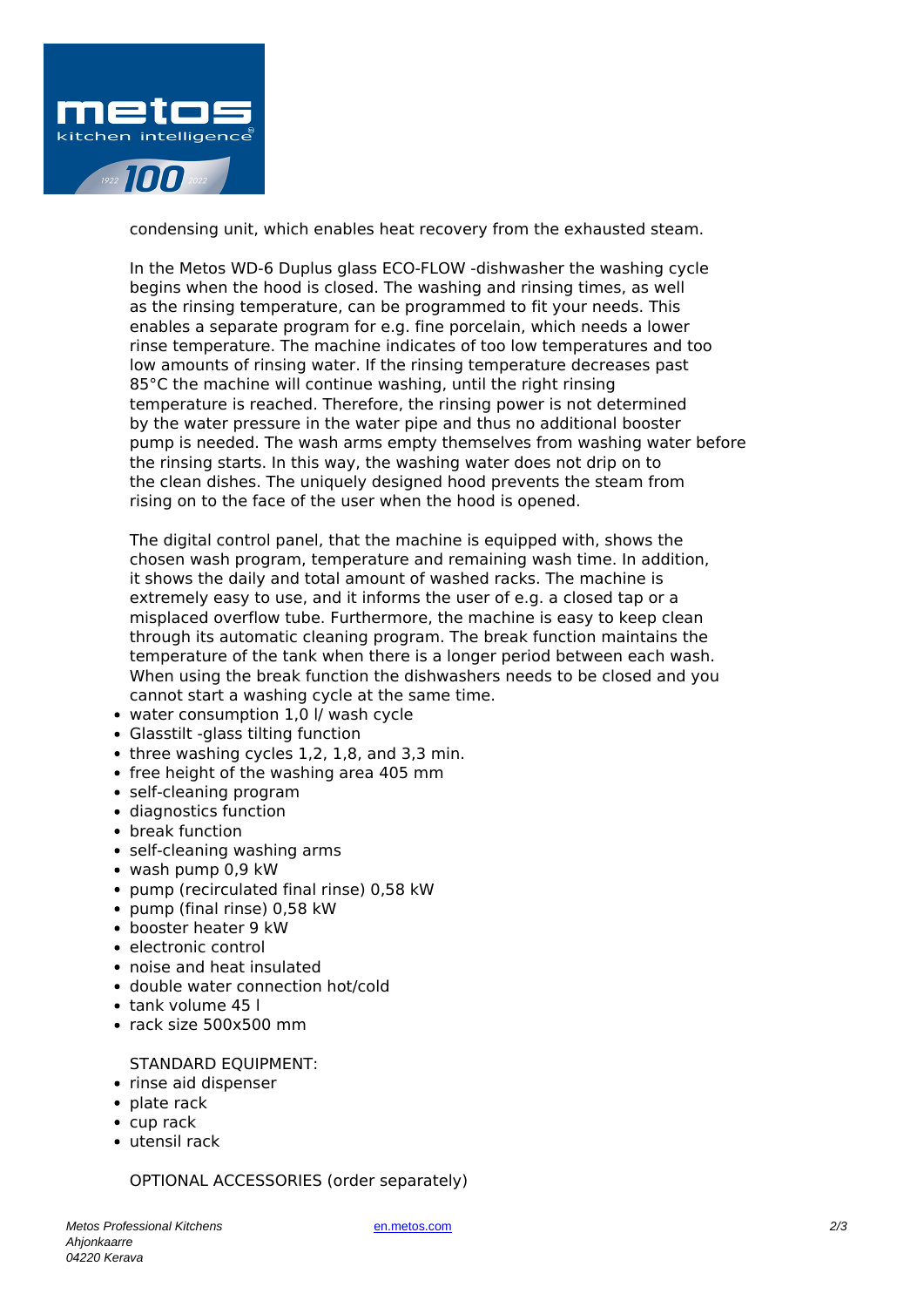condensing unit, which enables heat recovery from the exhausted steam.

In the Metos WD-6 Duplus glass ECO-FLOW -dishwasher the washing cycle begins when the hood is closed. The washing and rinsing times, as well as the rinsing temperature, can be programmed to fit your needs. This enables a separate program for e.g. fine porcelain, which needs a lower rinse temperature. The machine indicates of too low temperatures and too low amounts of rinsing water. If the rinsing temperature decreases past 85°C the machine will continue washing, until the right rinsing temperature is reached. Therefore, the rinsing power is not determined by the water pressure in the water pipe and thus no additional booster pump is needed. The wash arms empty themselves from washing water before the rinsing starts. In this way, the washing water does not drip on to the clean dishes. The uniquely designed hood prevents the steam from rising on to the face of the user when the hood is opened.

The digital control panel, that the machine is equipped with, shows the chosen wash program, temperature and remaining wash time. In addition, it shows the daily and total amount of washed racks. The machine is extremely easy to use, and it informs the user of e.g. a closed tap or a misplaced overflow tube. Furthermore, the machine is easy to keep clean through its automatic cleaning program. The break function maintains the temperature of the tank when there is a longer period between each wash. When using the break function the dishwashers needs to be closed and you cannot start a washing cycle at the same time.

- water consumption 1,0 l/ wash cycle
- Glasstilt -glass tilting function
- three washing cycles 1,2, 1,8, and 3,3 min.
- free height of the washing area 405 mm
- self-cleaning program
- diagnostics function
- break function
- self-cleaning washing arms
- wash pump 0,9 kW
- pump (recirculated final rinse) 0,58 kW
- pump (final rinse) 0,58 kW
- booster heater 9 kW
- electronic control
- noise and heat insulated
- double water connection hot/cold
- tank volume 45 l
- rack size 500x500 mm

STANDARD EQUIPMENT:

- rinse aid dispenser
- plate rack
- cup rack
- utensil rack

OPTIONAL ACCESSORIES (order separately)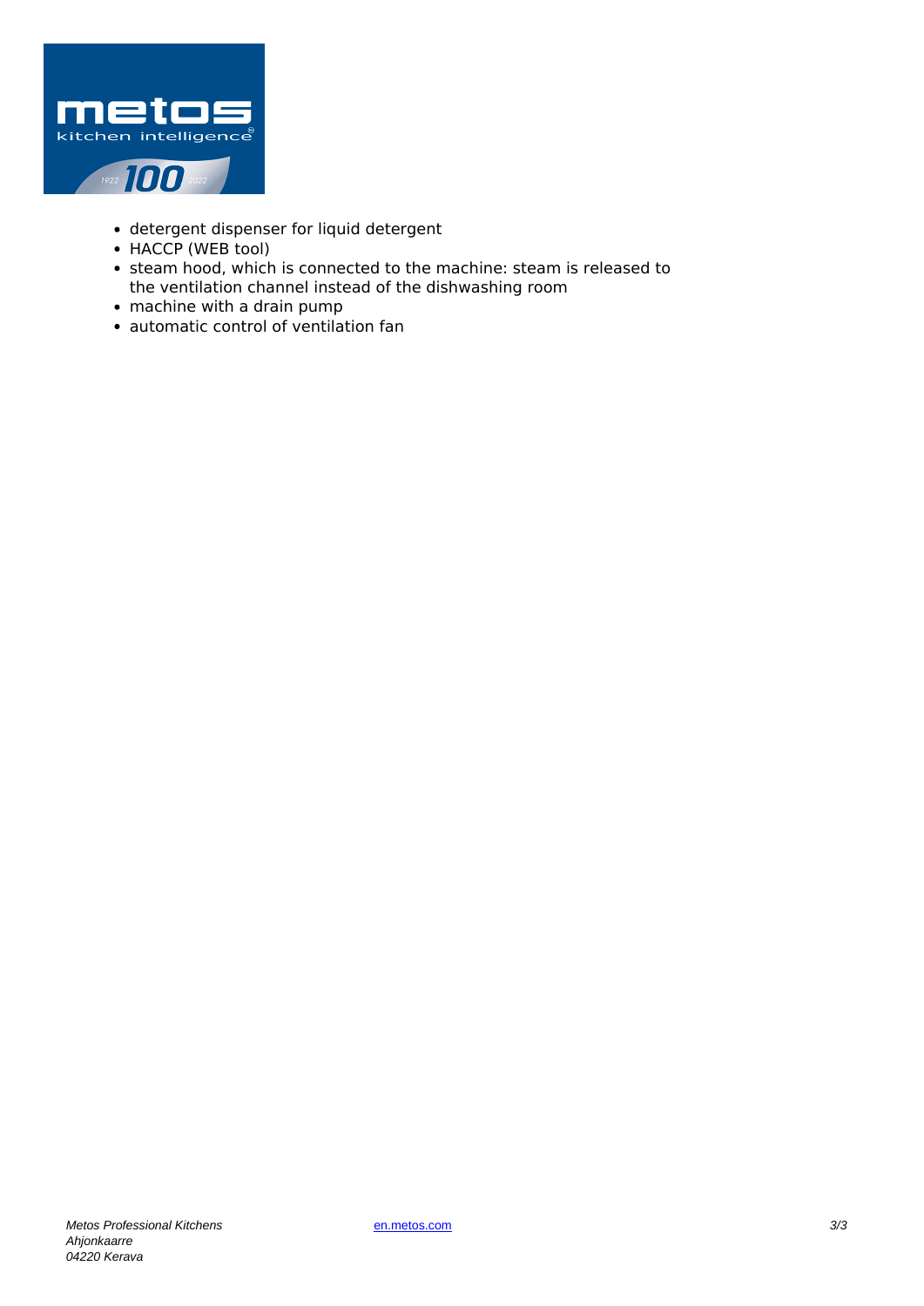- detergent dispenser for liquid detergent
- HACCP (WEB tool)
- steam hood, which is connected to the machine: steam is released to the ventilation channel instead of the dishwashing room
- machine with a drain pump
- automatic control of ventilation fan